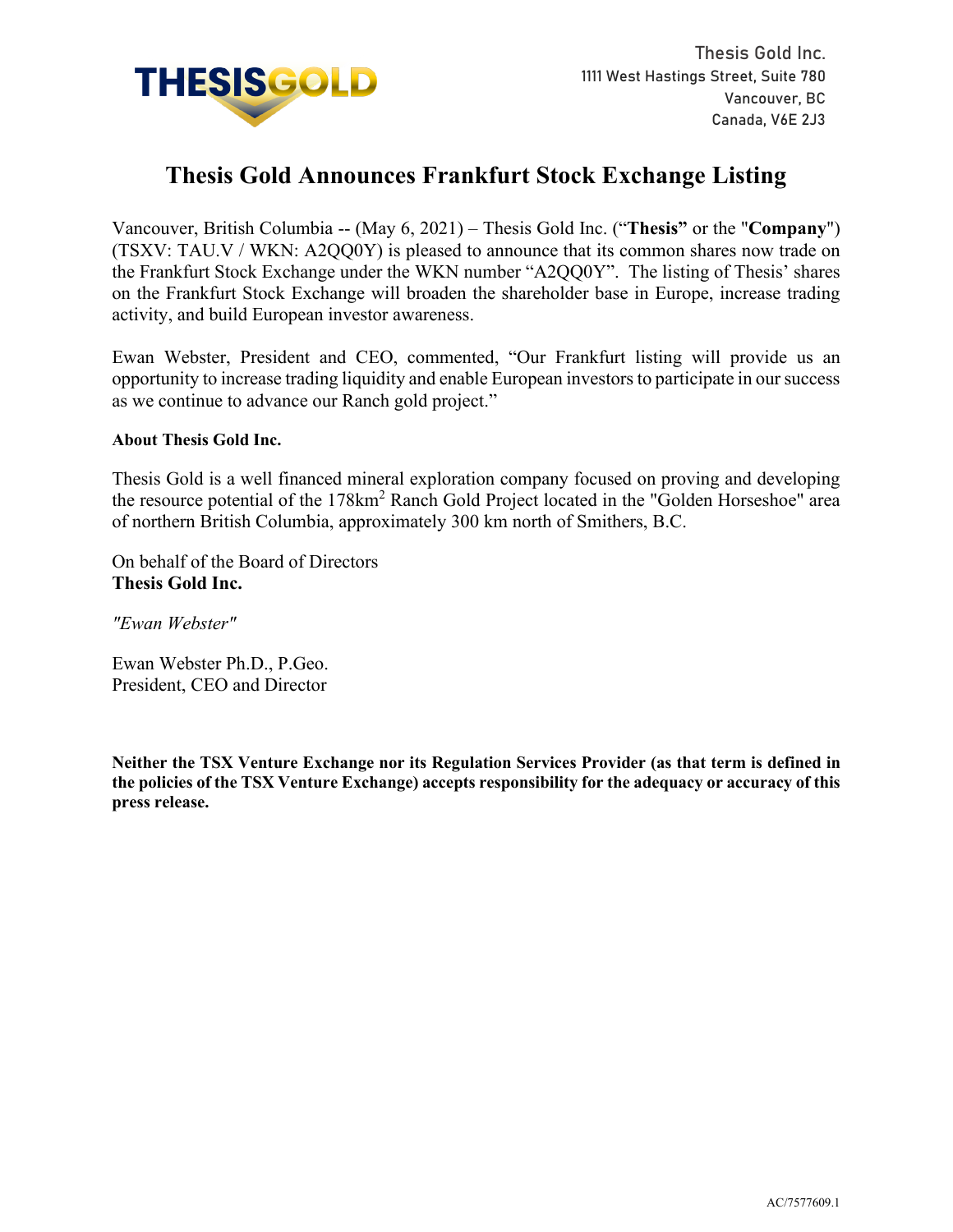Thesis Gold Inc.
1111 West Hastings Street, Suite 780
Vancouver, BC
Canada, V6E 2J3

# Thesis Gold Announces Frankfurt Stock Exchange Listing

Vancouver, British Columbia -- (May 6, 2021) – Thesis Gold Inc. ("**Thesis"** or the "**Company**") (TSXV: TAU.V / WKN: A2QQ0Y) is pleased to announce that its common shares now trade on the Frankfurt Stock Exchange under the WKN number "A2QQ0Y". The listing of Thesis' shares on the Frankfurt Stock Exchange will broaden the shareholder base in Europe, increase trading activity, and build European investor awareness.

Ewan Webster, President and CEO, commented, "Our Frankfurt listing will provide us an opportunity to increase trading liquidity and enable European investors to participate in our success as we continue to advance our Ranch gold project."

**About Thesis Gold Inc.**

Thesis Gold is a well financed mineral exploration company focused on proving and developing the resource potential of the 178km$^2$ Ranch Gold Project located in the "Golden Horseshoe" area of northern British Columbia, approximately 300 km north of Smithers, B.C.

On behalf of the Board of Directors
**Thesis Gold Inc.**

*"Ewan Webster"*

Ewan Webster Ph.D., P.Geo.
President, CEO and Director

**Neither the TSX Venture Exchange nor its Regulation Services Provider (as that term is defined in the policies of the TSX Venture Exchange) accepts responsibility for the adequacy or accuracy of this press release.**

AC/7577609.1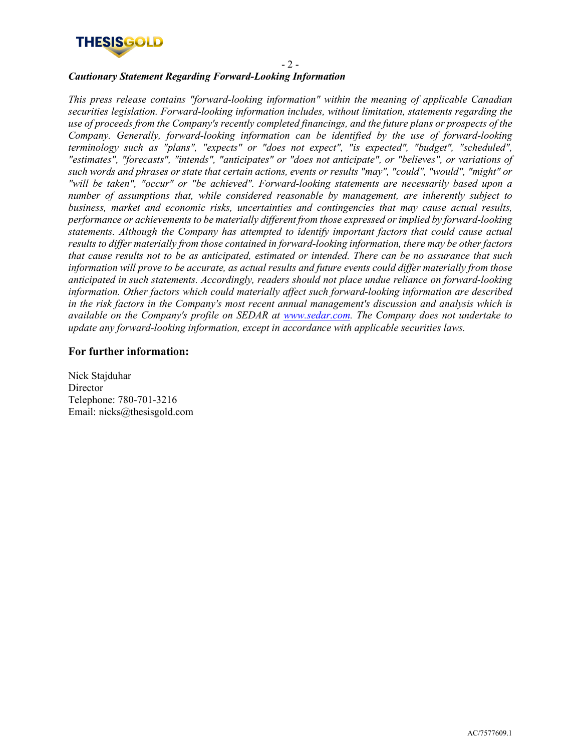***Cautionary Statement Regarding Forward-Looking Information***

*This press release contains "forward-looking information" within the meaning of applicable Canadian securities legislation. Forward-looking information includes, without limitation, statements regarding the use of proceeds from the Company's recently completed financings, and the future plans or prospects of the Company. Generally, forward-looking information can be identified by the use of forward-looking terminology such as "plans", "expects" or "does not expect", "is expected", "budget", "scheduled", "estimates", "forecasts", "intends", "anticipates" or "does not anticipate", or "believes", or variations of such words and phrases or state that certain actions, events or results "may", "could", "would", "might" or "will be taken", "occur" or "be achieved". Forward-looking statements are necessarily based upon a number of assumptions that, while considered reasonable by management, are inherently subject to business, market and economic risks, uncertainties and contingencies that may cause actual results, performance or achievements to be materially different from those expressed or implied by forward-looking statements. Although the Company has attempted to identify important factors that could cause actual results to differ materially from those contained in forward-looking information, there may be other factors that cause results not to be as anticipated, estimated or intended. There can be no assurance that such information will prove to be accurate, as actual results and future events could differ materially from those anticipated in such statements. Accordingly, readers should not place undue reliance on forward-looking information. Other factors which could materially affect such forward-looking information are described in the risk factors in the Company's most recent annual management's discussion and analysis which is available on the Company's profile on SEDAR at [www.sedar.com](http://www.sedar.com). The Company does not undertake to update any forward-looking information, except in accordance with applicable securities laws.*

### For further information:

Nick Stajduhar
Director
Telephone: 780-701-3216
Email: nicks@thesisgold.com